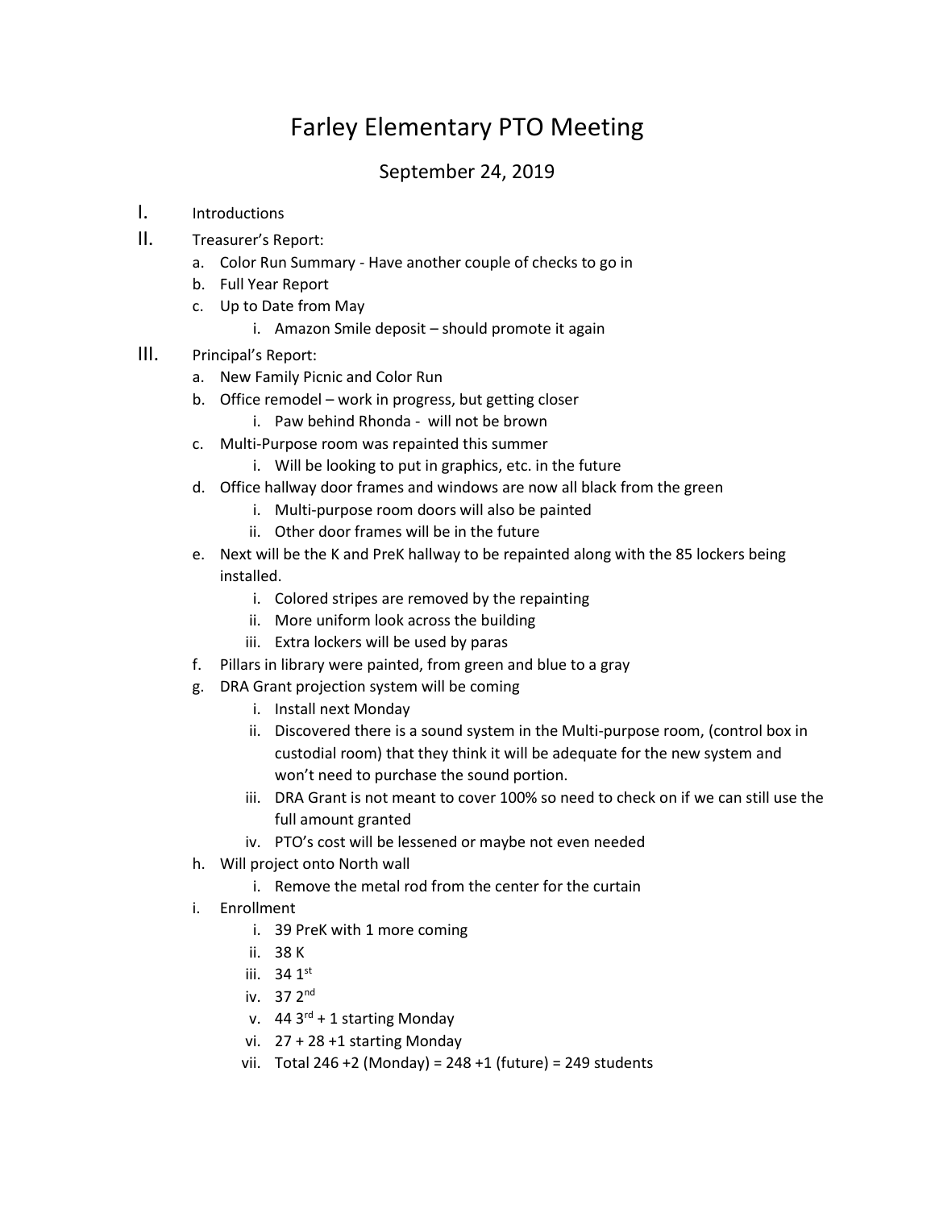# Farley Elementary PTO Meeting

## September 24, 2019

I. Introductions

II. Treasurer's Report:
   a. Color Run Summary - Have another couple of checks to go in
   b. Full Year Report
   c. Up to Date from May
      i. Amazon Smile deposit – should promote it again

III. Principal's Report:
   a. New Family Picnic and Color Run
   b. Office remodel – work in progress, but getting closer
      i. Paw behind Rhonda - will not be brown
   c. Multi-Purpose room was repainted this summer
      i. Will be looking to put in graphics, etc. in the future
   d. Office hallway door frames and windows are now all black from the green
      i. Multi-purpose room doors will also be painted
      ii. Other door frames will be in the future
   e. Next will be the K and PreK hallway to be repainted along with the 85 lockers being installed.
      i. Colored stripes are removed by the repainting
      ii. More uniform look across the building
      iii. Extra lockers will be used by paras
   f. Pillars in library were painted, from green and blue to a gray
   g. DRA Grant projection system will be coming
      i. Install next Monday
      ii. Discovered there is a sound system in the Multi-purpose room, (control box in custodial room) that they think it will be adequate for the new system and won't need to purchase the sound portion.
      iii. DRA Grant is not meant to cover 100% so need to check on if we can still use the full amount granted
      iv. PTO's cost will be lessened or maybe not even needed
   h. Will project onto North wall
      i. Remove the metal rod from the center for the curtain
   i. Enrollment
      i. 39 PreK with 1 more coming
      ii. 38 K
      iii. 34 1st
      iv. 37 2nd
      v. 44 3rd + 1 starting Monday
      vi. 27 + 28 +1 starting Monday
      vii. Total 246 +2 (Monday) = 248 +1 (future) = 249 students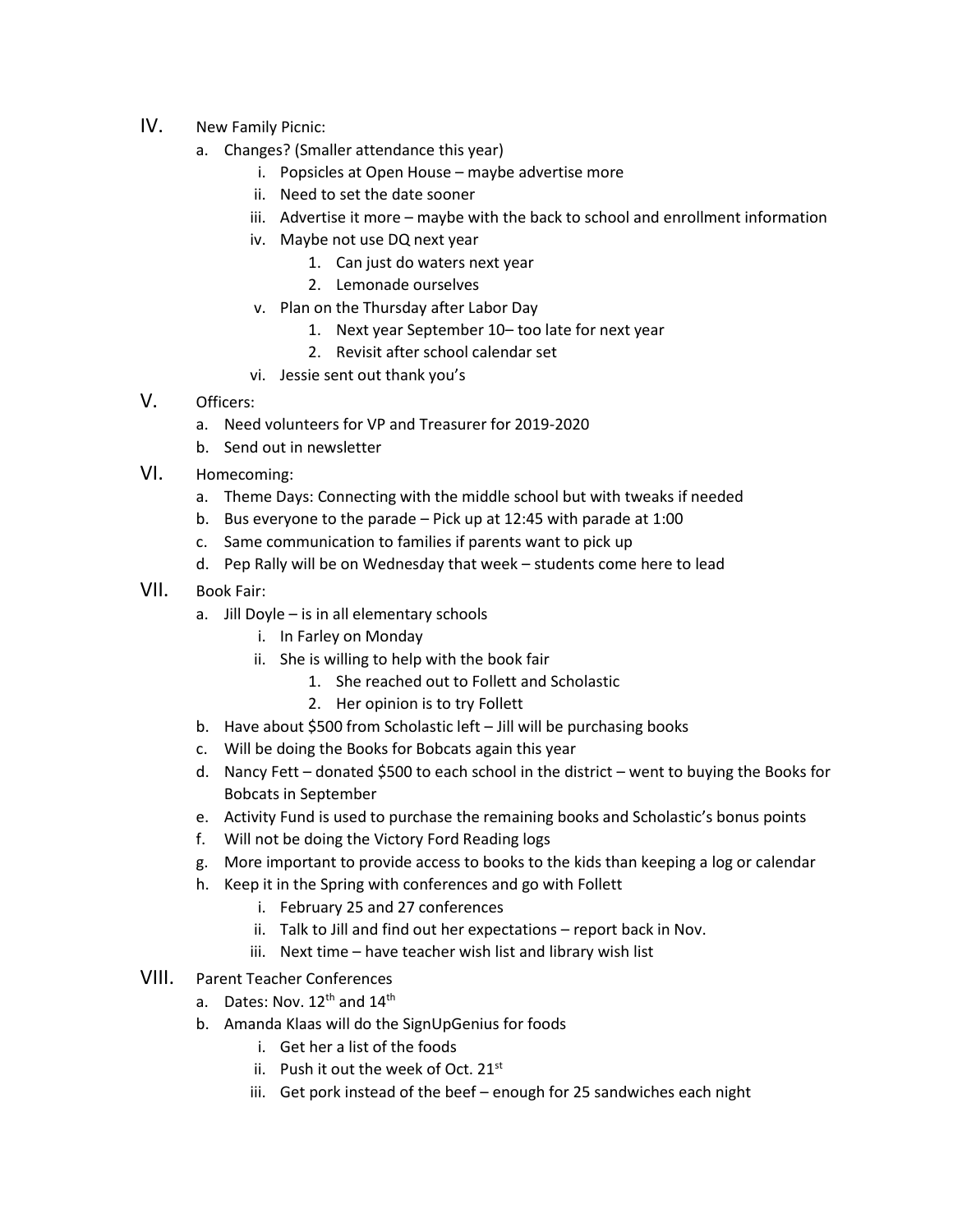IV. New Family Picnic:
   a. Changes? (Smaller attendance this year)
      i. Popsicles at Open House – maybe advertise more
      ii. Need to set the date sooner
      iii. Advertise it more – maybe with the back to school and enrollment information
      iv. Maybe not use DQ next year
         1. Can just do waters next year
         2. Lemonade ourselves
      v. Plan on the Thursday after Labor Day
         1. Next year September 10– too late for next year
         2. Revisit after school calendar set
      vi. Jessie sent out thank you's

V. Officers:
   a. Need volunteers for VP and Treasurer for 2019-2020
   b. Send out in newsletter

VI. Homecoming:
   a. Theme Days: Connecting with the middle school but with tweaks if needed
   b. Bus everyone to the parade – Pick up at 12:45 with parade at 1:00
   c. Same communication to families if parents want to pick up
   d. Pep Rally will be on Wednesday that week – students come here to lead

VII. Book Fair:
   a. Jill Doyle – is in all elementary schools
      i. In Farley on Monday
      ii. She is willing to help with the book fair
         1. She reached out to Follett and Scholastic
         2. Her opinion is to try Follett
   b. Have about $500 from Scholastic left – Jill will be purchasing books
   c. Will be doing the Books for Bobcats again this year
   d. Nancy Fett – donated $500 to each school in the district – went to buying the Books for Bobcats in September
   e. Activity Fund is used to purchase the remaining books and Scholastic's bonus points
   f. Will not be doing the Victory Ford Reading logs
   g. More important to provide access to books to the kids than keeping a log or calendar
   h. Keep it in the Spring with conferences and go with Follett
      i. February 25 and 27 conferences
      ii. Talk to Jill and find out her expectations – report back in Nov.
      iii. Next time – have teacher wish list and library wish list

VIII. Parent Teacher Conferences
   a. Dates: Nov. 12th and 14th
   b. Amanda Klaas will do the SignUpGenius for foods
      i. Get her a list of the foods
      ii. Push it out the week of Oct. 21st
      iii. Get pork instead of the beef – enough for 25 sandwiches each night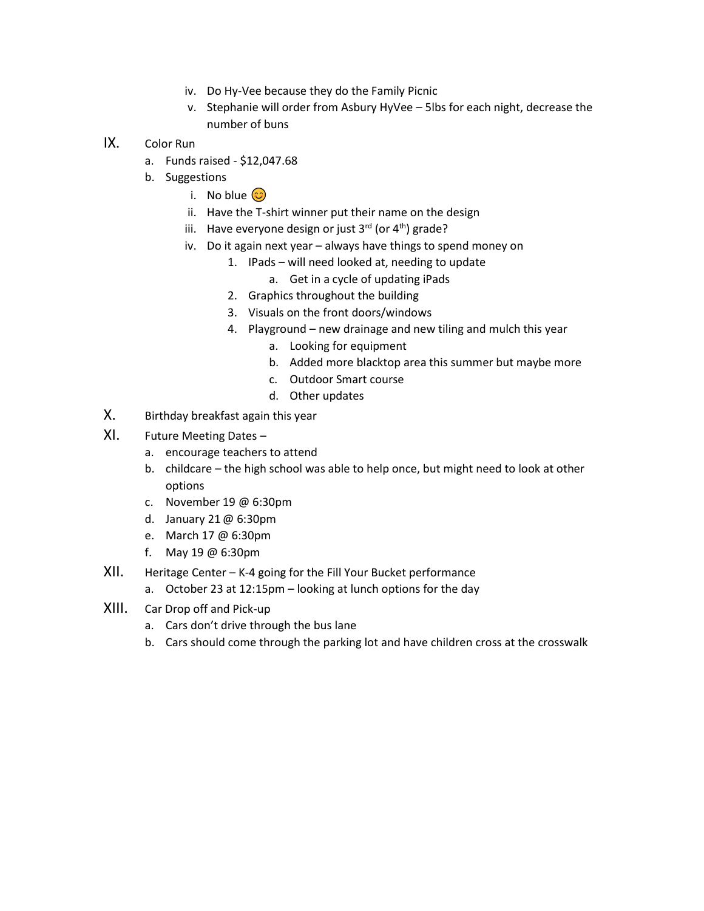iv. Do Hy-Vee because they do the Family Picnic
   v. Stephanie will order from Asbury HyVee – 5lbs for each night, decrease the number of buns

IX. Color Run
  a. Funds raised - $12,047.68
  b. Suggestions
    i. No blue 😊
    ii. Have the T-shirt winner put their name on the design
    iii. Have everyone design or just 3rd (or 4th) grade?
    iv. Do it again next year – always have things to spend money on
      1. IPads – will need looked at, needing to update
        a. Get in a cycle of updating iPads
      2. Graphics throughout the building
      3. Visuals on the front doors/windows
      4. Playground – new drainage and new tiling and mulch this year
        a. Looking for equipment
        b. Added more blacktop area this summer but maybe more
        c. Outdoor Smart course
        d. Other updates

X. Birthday breakfast again this year

XI. Future Meeting Dates –
  a. encourage teachers to attend
  b. childcare – the high school was able to help once, but might need to look at other options
  c. November 19 @ 6:30pm
  d. January 21 @ 6:30pm
  e. March 17 @ 6:30pm
  f. May 19 @ 6:30pm

XII. Heritage Center – K-4 going for the Fill Your Bucket performance
  a. October 23 at 12:15pm – looking at lunch options for the day

XIII. Car Drop off and Pick-up
  a. Cars don't drive through the bus lane
  b. Cars should come through the parking lot and have children cross at the crosswalk